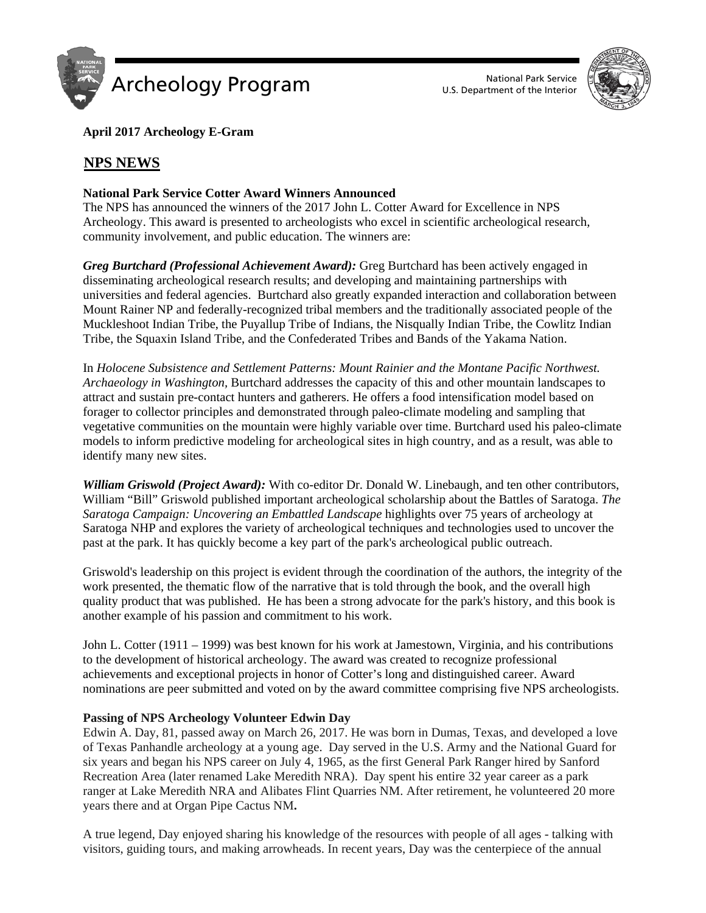Archeology Program

National Park Service
U.S. Department of the Interior

**April 2017 Archeology E-Gram**

## NPS NEWS

**National Park Service Cotter Award Winners Announced**

The NPS has announced the winners of the 2017 John L. Cotter Award for Excellence in NPS Archeology. This award is presented to archeologists who excel in scientific archeological research, community involvement, and public education. The winners are:

***Greg Burtchard (Professional Achievement Award):*** Greg Burtchard has been actively engaged in disseminating archeological research results; and developing and maintaining partnerships with universities and federal agencies. Burtchard also greatly expanded interaction and collaboration between Mount Rainer NP and federally-recognized tribal members and the traditionally associated people of the Muckleshoot Indian Tribe, the Puyallup Tribe of Indians, the Nisqually Indian Tribe, the Cowlitz Indian Tribe, the Squaxin Island Tribe, and the Confederated Tribes and Bands of the Yakama Nation.

In *Holocene Subsistence and Settlement Patterns: Mount Rainier and the Montane Pacific Northwest. Archaeology in Washington,* Burtchard addresses the capacity of this and other mountain landscapes to attract and sustain pre-contact hunters and gatherers. He offers a food intensification model based on forager to collector principles and demonstrated through paleo-climate modeling and sampling that vegetative communities on the mountain were highly variable over time. Burtchard used his paleo-climate models to inform predictive modeling for archeological sites in high country, and as a result, was able to identify many new sites.

***William Griswold (Project Award):*** With co-editor Dr. Donald W. Linebaugh, and ten other contributors, William "Bill" Griswold published important archeological scholarship about the Battles of Saratoga. *The Saratoga Campaign: Uncovering an Embattled Landscape* highlights over 75 years of archeology at Saratoga NHP and explores the variety of archeological techniques and technologies used to uncover the past at the park. It has quickly become a key part of the park's archeological public outreach.

Griswold's leadership on this project is evident through the coordination of the authors, the integrity of the work presented, the thematic flow of the narrative that is told through the book, and the overall high quality product that was published. He has been a strong advocate for the park's history, and this book is another example of his passion and commitment to his work.

John L. Cotter (1911 – 1999) was best known for his work at Jamestown, Virginia, and his contributions to the development of historical archeology. The award was created to recognize professional achievements and exceptional projects in honor of Cotter's long and distinguished career. Award nominations are peer submitted and voted on by the award committee comprising five NPS archeologists.

**Passing of NPS Archeology Volunteer Edwin Day**

Edwin A. Day, 81, passed away on March 26, 2017. He was born in Dumas, Texas, and developed a love of Texas Panhandle archeology at a young age. Day served in the U.S. Army and the National Guard for six years and began his NPS career on July 4, 1965, as the first General Park Ranger hired by Sanford Recreation Area (later renamed Lake Meredith NRA). Day spent his entire 32 year career as a park ranger at Lake Meredith NRA and Alibates Flint Quarries NM. After retirement, he volunteered 20 more years there and at Organ Pipe Cactus NM**.**

A true legend, Day enjoyed sharing his knowledge of the resources with people of all ages - talking with visitors, guiding tours, and making arrowheads. In recent years, Day was the centerpiece of the annual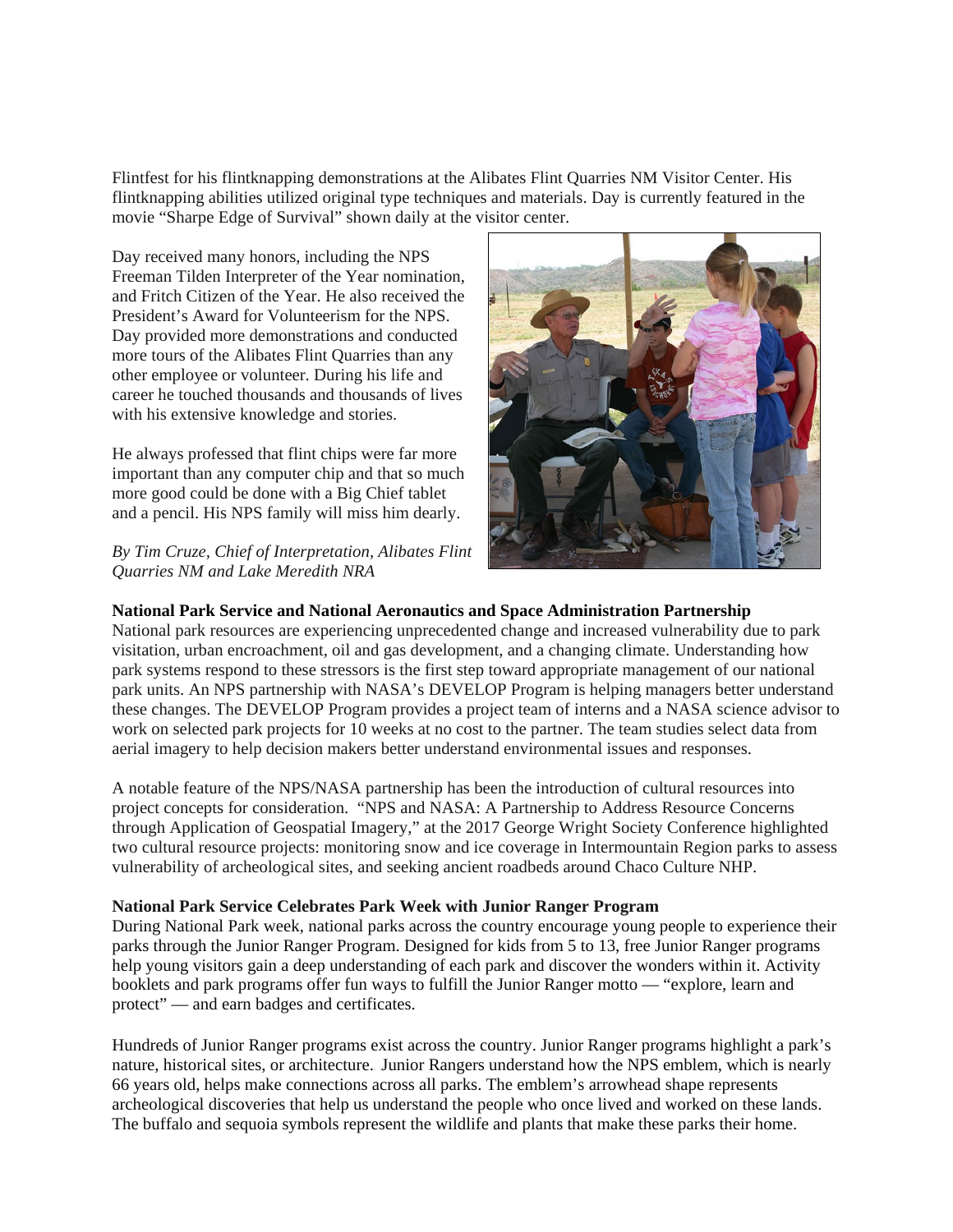Flintfest for his flintknapping demonstrations at the Alibates Flint Quarries NM Visitor Center. His flintknapping abilities utilized original type techniques and materials. Day is currently featured in the movie "Sharpe Edge of Survival" shown daily at the visitor center.

Day received many honors, including the NPS Freeman Tilden Interpreter of the Year nomination, and Fritch Citizen of the Year. He also received the President's Award for Volunteerism for the NPS. Day provided more demonstrations and conducted more tours of the Alibates Flint Quarries than any other employee or volunteer. During his life and career he touched thousands and thousands of lives with his extensive knowledge and stories.

He always professed that flint chips were far more important than any computer chip and that so much more good could be done with a Big Chief tablet and a pencil. His NPS family will miss him dearly.

*By Tim Cruze, Chief of Interpretation, Alibates Flint Quarries NM and Lake Meredith NRA*

**National Park Service and National Aeronautics and Space Administration Partnership**

National park resources are experiencing unprecedented change and increased vulnerability due to park visitation, urban encroachment, oil and gas development, and a changing climate. Understanding how park systems respond to these stressors is the first step toward appropriate management of our national park units. An NPS partnership with NASA's DEVELOP Program is helping managers better understand these changes. The DEVELOP Program provides a project team of interns and a NASA science advisor to work on selected park projects for 10 weeks at no cost to the partner. The team studies select data from aerial imagery to help decision makers better understand environmental issues and responses.

A notable feature of the NPS/NASA partnership has been the introduction of cultural resources into project concepts for consideration. "NPS and NASA: A Partnership to Address Resource Concerns through Application of Geospatial Imagery," at the 2017 George Wright Society Conference highlighted two cultural resource projects: monitoring snow and ice coverage in Intermountain Region parks to assess vulnerability of archeological sites, and seeking ancient roadbeds around Chaco Culture NHP.

**National Park Service Celebrates Park Week with Junior Ranger Program**

During National Park week, national parks across the country encourage young people to experience their parks through the Junior Ranger Program. Designed for kids from 5 to 13, free Junior Ranger programs help young visitors gain a deep understanding of each park and discover the wonders within it. Activity booklets and park programs offer fun ways to fulfill the Junior Ranger motto — "explore, learn and protect" — and earn badges and certificates.

Hundreds of Junior Ranger programs exist across the country. Junior Ranger programs highlight a park's nature, historical sites, or architecture. Junior Rangers understand how the NPS emblem, which is nearly 66 years old, helps make connections across all parks. The emblem's arrowhead shape represents archeological discoveries that help us understand the people who once lived and worked on these lands. The buffalo and sequoia symbols represent the wildlife and plants that make these parks their home.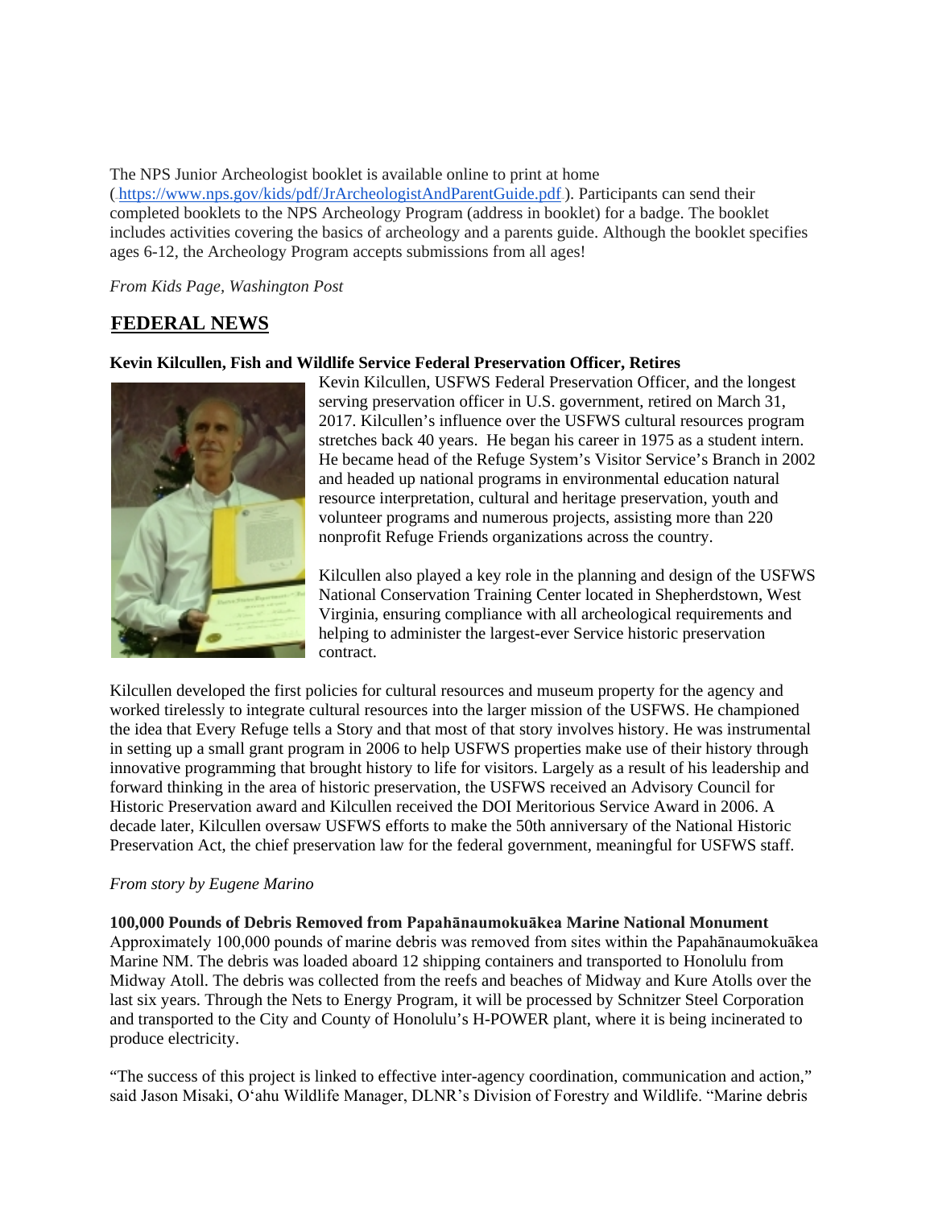The NPS Junior Archeologist booklet is available online to print at home ( https://www.nps.gov/kids/pdf/JrArcheologistAndParentGuide.pdf ). Participants can send their completed booklets to the NPS Archeology Program (address in booklet) for a badge. The booklet includes activities covering the basics of archeology and a parents guide. Although the booklet specifies ages 6-12, the Archeology Program accepts submissions from all ages!

*From Kids Page, Washington Post*

## FEDERAL NEWS

**Kevin Kilcullen, Fish and Wildlife Service Federal Preservation Officer, Retires**

Kevin Kilcullen, USFWS Federal Preservation Officer, and the longest serving preservation officer in U.S. government, retired on March 31, 2017. Kilcullen's influence over the USFWS cultural resources program stretches back 40 years. He began his career in 1975 as a student intern. He became head of the Refuge System's Visitor Service's Branch in 2002 and headed up national programs in environmental education natural resource interpretation, cultural and heritage preservation, youth and volunteer programs and numerous projects, assisting more than 220 nonprofit Refuge Friends organizations across the country.

Kilcullen also played a key role in the planning and design of the USFWS National Conservation Training Center located in Shepherdstown, West Virginia, ensuring compliance with all archeological requirements and helping to administer the largest-ever Service historic preservation contract.

Kilcullen developed the first policies for cultural resources and museum property for the agency and worked tirelessly to integrate cultural resources into the larger mission of the USFWS. He championed the idea that Every Refuge tells a Story and that most of that story involves history. He was instrumental in setting up a small grant program in 2006 to help USFWS properties make use of their history through innovative programming that brought history to life for visitors. Largely as a result of his leadership and forward thinking in the area of historic preservation, the USFWS received an Advisory Council for Historic Preservation award and Kilcullen received the DOI Meritorious Service Award in 2006. A decade later, Kilcullen oversaw USFWS efforts to make the 50th anniversary of the National Historic Preservation Act, the chief preservation law for the federal government, meaningful for USFWS staff.

*From story by Eugene Marino*

**100,000 Pounds of Debris Removed from Papahānaumokuākea Marine National Monument**
Approximately 100,000 pounds of marine debris was removed from sites within the Papahānaumokuākea Marine NM. The debris was loaded aboard 12 shipping containers and transported to Honolulu from Midway Atoll. The debris was collected from the reefs and beaches of Midway and Kure Atolls over the last six years. Through the Nets to Energy Program, it will be processed by Schnitzer Steel Corporation and transported to the City and County of Honolulu's H-POWER plant, where it is being incinerated to produce electricity.

"The success of this project is linked to effective inter-agency coordination, communication and action," said Jason Misaki, O'ahu Wildlife Manager, DLNR's Division of Forestry and Wildlife. "Marine debris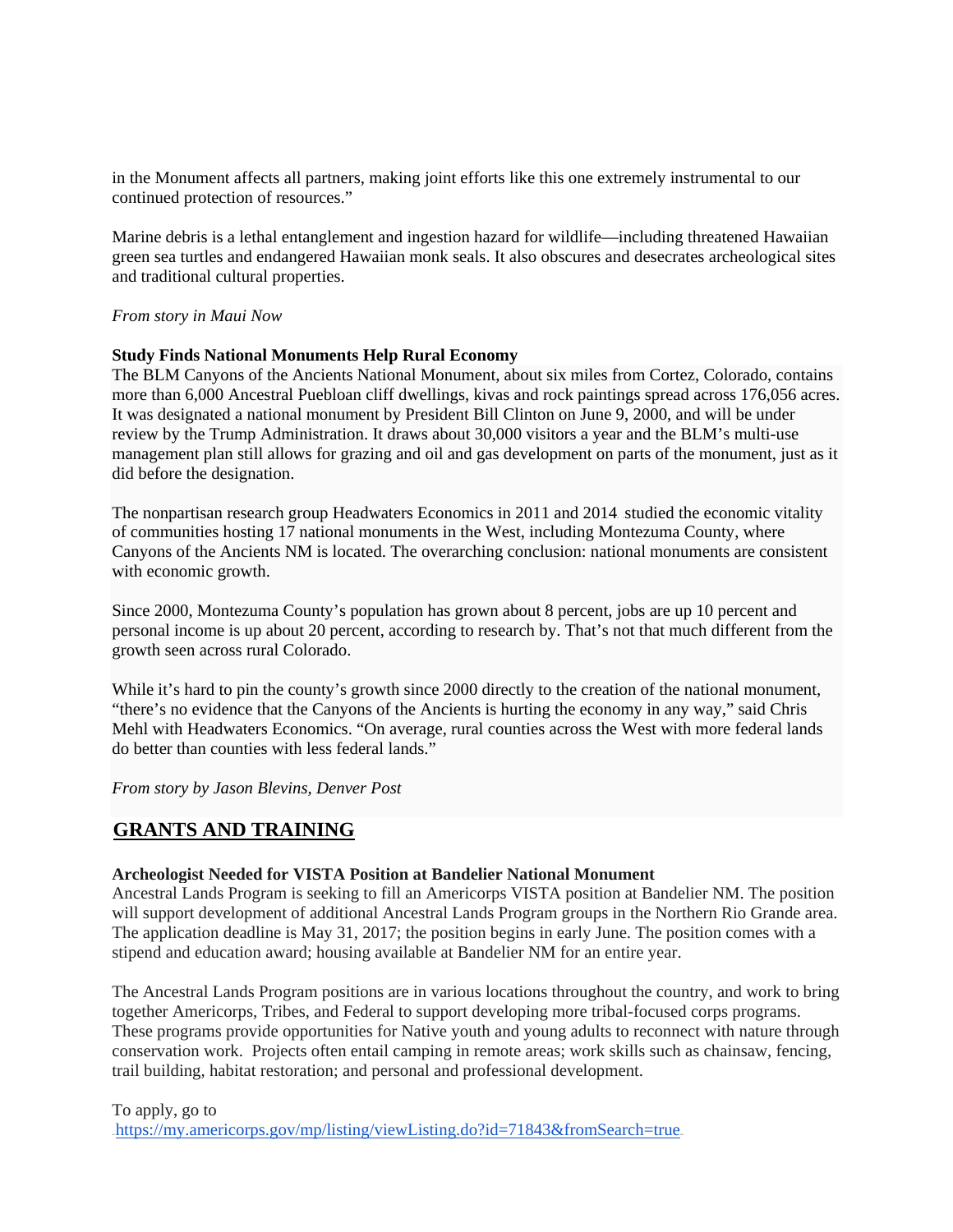in the Monument affects all partners, making joint efforts like this one extremely instrumental to our continued protection of resources."

Marine debris is a lethal entanglement and ingestion hazard for wildlife—including threatened Hawaiian green sea turtles and endangered Hawaiian monk seals. It also obscures and desecrates archeological sites and traditional cultural properties.

*From story in Maui Now*

**Study Finds National Monuments Help Rural Economy**

The BLM Canyons of the Ancients National Monument, about six miles from Cortez, Colorado, contains more than 6,000 Ancestral Puebloan cliff dwellings, kivas and rock paintings spread across 176,056 acres. It was designated a national monument by President Bill Clinton on June 9, 2000, and will be under review by the Trump Administration. It draws about 30,000 visitors a year and the BLM's multi-use management plan still allows for grazing and oil and gas development on parts of the monument, just as it did before the designation.

The nonpartisan research group Headwaters Economics in 2011 and 2014 studied the economic vitality of communities hosting 17 national monuments in the West, including Montezuma County, where Canyons of the Ancients NM is located. The overarching conclusion: national monuments are consistent with economic growth.

Since 2000, Montezuma County's population has grown about 8 percent, jobs are up 10 percent and personal income is up about 20 percent, according to research by. That's not that much different from the growth seen across rural Colorado.

While it's hard to pin the county's growth since 2000 directly to the creation of the national monument, "there's no evidence that the Canyons of the Ancients is hurting the economy in any way," said Chris Mehl with Headwaters Economics. "On average, rural counties across the West with more federal lands do better than counties with less federal lands."

*From story by Jason Blevins, Denver Post*

## GRANTS AND TRAINING

**Archeologist Needed for VISTA Position at Bandelier National Monument**

Ancestral Lands Program is seeking to fill an Americorps VISTA position at Bandelier NM. The position will support development of additional Ancestral Lands Program groups in the Northern Rio Grande area. The application deadline is May 31, 2017; the position begins in early June. The position comes with a stipend and education award; housing available at Bandelier NM for an entire year.

The Ancestral Lands Program positions are in various locations throughout the country, and work to bring together Americorps, Tribes, and Federal to support developing more tribal-focused corps programs. These programs provide opportunities for Native youth and young adults to reconnect with nature through conservation work. Projects often entail camping in remote areas; work skills such as chainsaw, fencing, trail building, habitat restoration; and personal and professional development.

To apply, go to https://my.americorps.gov/mp/listing/viewListing.do?id=71843&fromSearch=true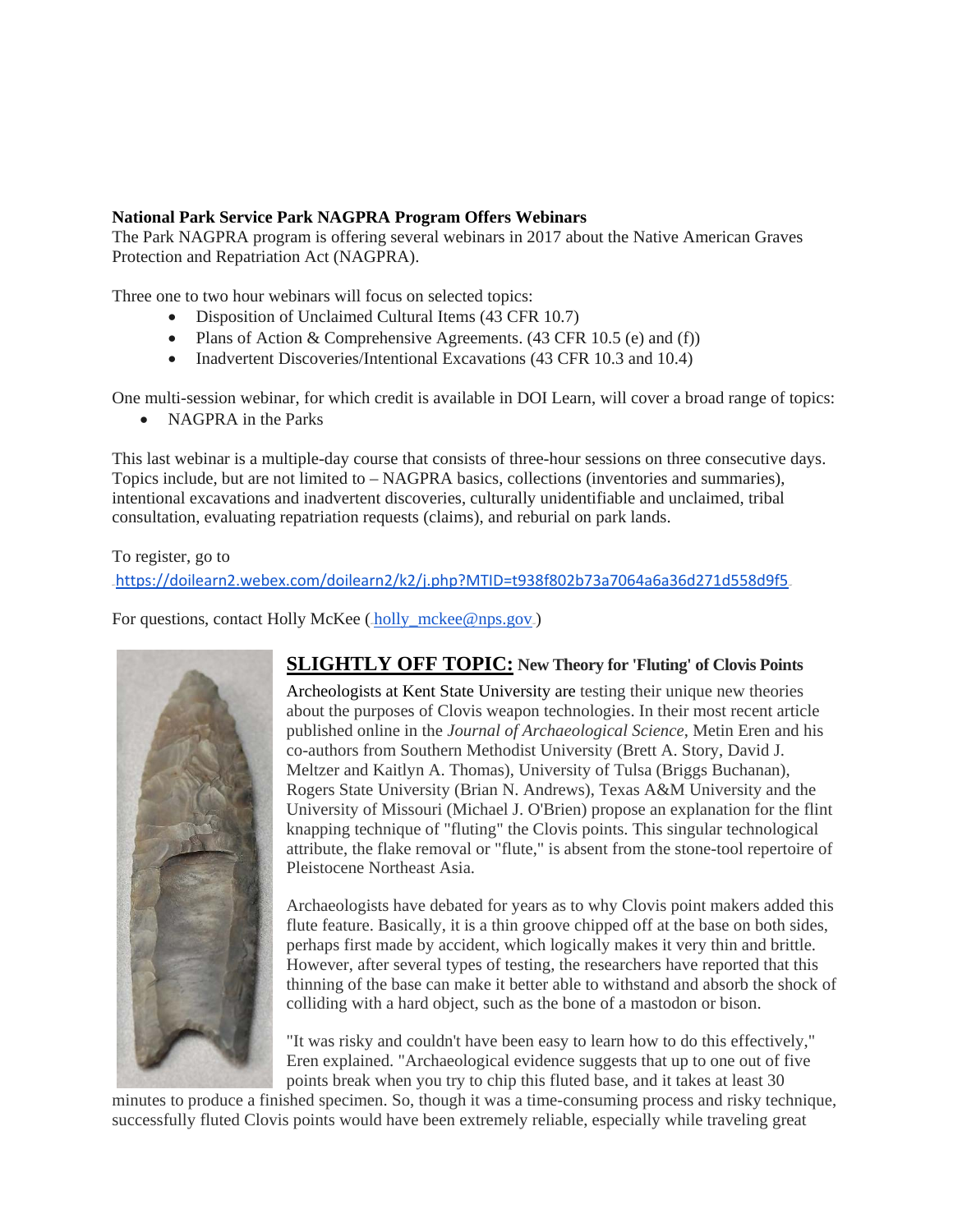**National Park Service Park NAGPRA Program Offers Webinars**

The Park NAGPRA program is offering several webinars in 2017 about the Native American Graves Protection and Repatriation Act (NAGPRA).

Three one to two hour webinars will focus on selected topics:

- Disposition of Unclaimed Cultural Items (43 CFR 10.7)
- Plans of Action & Comprehensive Agreements. (43 CFR 10.5 (e) and (f))
- Inadvertent Discoveries/Intentional Excavations (43 CFR 10.3 and 10.4)

One multi-session webinar, for which credit is available in DOI Learn, will cover a broad range of topics:

- NAGPRA in the Parks

This last webinar is a multiple-day course that consists of three-hour sessions on three consecutive days. Topics include, but are not limited to – NAGPRA basics, collections (inventories and summaries), intentional excavations and inadvertent discoveries, culturally unidentifiable and unclaimed, tribal consultation, evaluating repatriation requests (claims), and reburial on park lands.

To register, go to https://doilearn2.webex.com/doilearn2/k2/j.php?MTID=t938f802b73a7064a6a36d271d558d9f5

For questions, contact Holly McKee (holly_mckee@nps.gov)

**SLIGHTLY OFF TOPIC: New Theory for 'Fluting' of Clovis Points**

Archeologists at Kent State University are testing their unique new theories about the purposes of Clovis weapon technologies. In their most recent article published online in the *Journal of Archaeological Science*, Metin Eren and his co-authors from Southern Methodist University (Brett A. Story, David J. Meltzer and Kaitlyn A. Thomas), University of Tulsa (Briggs Buchanan), Rogers State University (Brian N. Andrews), Texas A&M University and the University of Missouri (Michael J. O'Brien) propose an explanation for the flint knapping technique of "fluting" the Clovis points. This singular technological attribute, the flake removal or "flute," is absent from the stone-tool repertoire of Pleistocene Northeast Asia.

Archaeologists have debated for years as to why Clovis point makers added this flute feature. Basically, it is a thin groove chipped off at the base on both sides, perhaps first made by accident, which logically makes it very thin and brittle. However, after several types of testing, the researchers have reported that this thinning of the base can make it better able to withstand and absorb the shock of colliding with a hard object, such as the bone of a mastodon or bison.

"It was risky and couldn't have been easy to learn how to do this effectively," Eren explained. "Archaeological evidence suggests that up to one out of five points break when you try to chip this fluted base, and it takes at least 30 minutes to produce a finished specimen. So, though it was a time-consuming process and risky technique, successfully fluted Clovis points would have been extremely reliable, especially while traveling great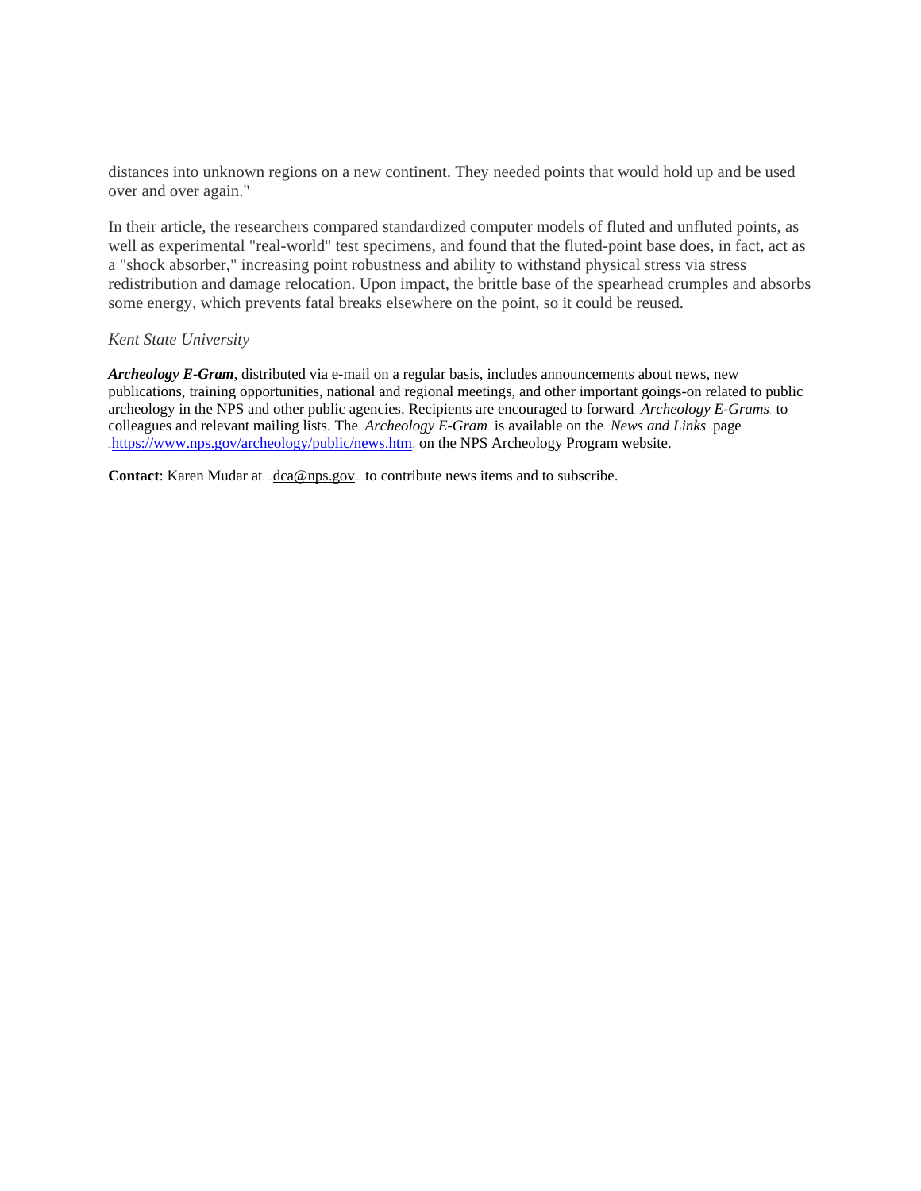distances into unknown regions on a new continent. They needed points that would hold up and be used over and over again."

In their article, the researchers compared standardized computer models of fluted and unfluted points, as well as experimental "real-world" test specimens, and found that the fluted-point base does, in fact, act as a "shock absorber," increasing point robustness and ability to withstand physical stress via stress redistribution and damage relocation. Upon impact, the brittle base of the spearhead crumples and absorbs some energy, which prevents fatal breaks elsewhere on the point, so it could be reused.

*Kent State University*

***Archeology E-Gram***, distributed via e-mail on a regular basis, includes announcements about news, new publications, training opportunities, national and regional meetings, and other important goings-on related to public archeology in the NPS and other public agencies. Recipients are encouraged to forward *Archeology E-Grams* to colleagues and relevant mailing lists. The *Archeology E-Gram* is available on the *News and Links* page https://www.nps.gov/archeology/public/news.htm on the NPS Archeology Program website.

**Contact**: Karen Mudar at dca@nps.gov to contribute news items and to subscribe.